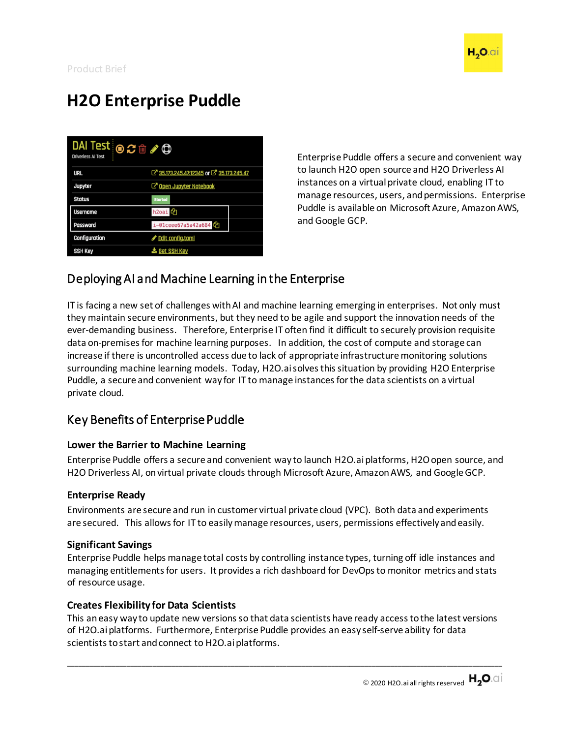Product Brief

# H2O Enterprise Puddle

Enterprise Puddle offers a secure and convenient way to launch H2O open source and H2O Driverless AI instances on a virtual private cloud, enabling IT to manage resources, users, and permissions. Enterprise Puddle is available on Microsoft Azure, Amazon AWS, and Google GCP.

## Deploying AI and Machine Learning in the Enterprise

IT is facing a new set of challenges with AI and machine learning emerging in enterprises. Not only must they maintain secure environments, but they need to be agile and support the innovation needs of the ever-demanding business. Therefore, Enterprise IT often find it difficult to securely provision requisite data on-premises for machine learning purposes. In addition, the cost of compute and storage can increase if there is uncontrolled access due to lack of appropriate infrastructure monitoring solutions surrounding machine learning models. Today, H2O.ai solves this situation by providing H2O Enterprise Puddle, a secure and convenient way for IT to manage instances for the data scientists on a virtual private cloud.

## Key Benefits of Enterprise Puddle

### Lower the Barrier to Machine Learning

Enterprise Puddle offers a secure and convenient way to launch H2O.ai platforms, H2O open source, and H2O Driverless AI, on virtual private clouds through Microsoft Azure, Amazon AWS, and Google GCP.

### Enterprise Ready

Environments are secure and run in customer virtual private cloud (VPC). Both data and experiments are secured. This allows for IT to easily manage resources, users, permissions effectively and easily.

### Significant Savings

Enterprise Puddle helps manage total costs by controlling instance types, turning off idle instances and managing entitlements for users. It provides a rich dashboard for DevOps to monitor metrics and stats of resource usage.

### Creates Flexibility for Data Scientists

This an easy way to update new versions so that data scientists have ready access to the latest versions of H2O.ai platforms. Furthermore, Enterprise Puddle provides an easy self-serve ability for data scientists to start and connect to H2O.ai platforms.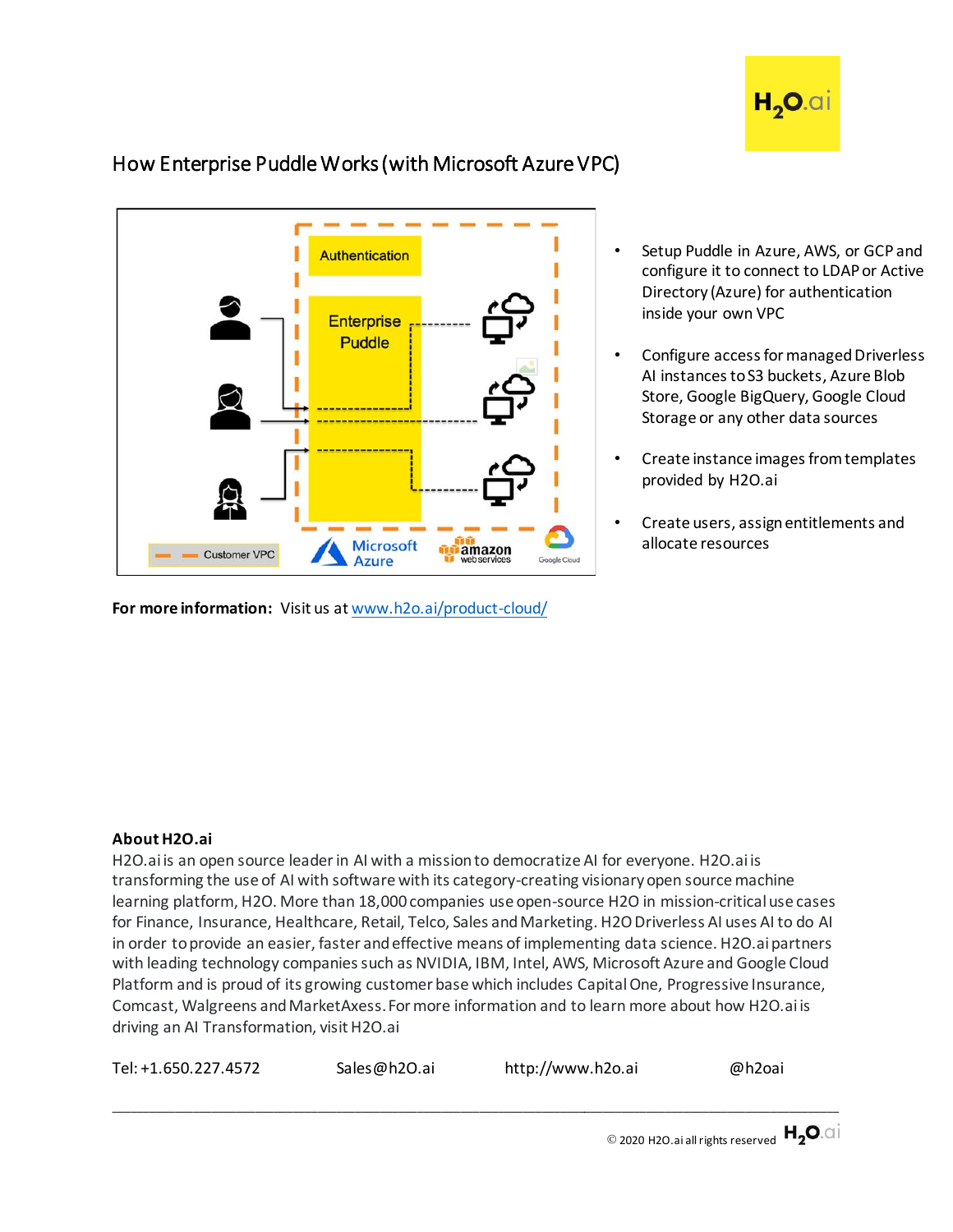## How Enterprise Puddle Works (with Microsoft Azure VPC)

Authentication

Enterprise Puddle

Customer VPC

Microsoft Azure

amazon web services

Google Cloud

- Setup Puddle in Azure, AWS, or GCP and configure it to connect to LDAP or Active Directory (Azure) for authentication inside your own VPC
- Configure access for managed Driverless AI instances to S3 buckets, Azure Blob Store, Google BigQuery, Google Cloud Storage or any other data sources
- Create instance images from templates provided by H2O.ai
- Create users, assign entitlements and allocate resources

**For more information:** Visit us at [www.h2o.ai/product-cloud/](http://www.h2o.ai/product-cloud/)

**About H2O.ai**

H2O.ai is an open source leader in AI with a mission to democratize AI for everyone. H2O.ai is transforming the use of AI with software with its category-creating visionary open source machine learning platform, H2O. More than 18,000 companies use open-source H2O in mission-critical use cases for Finance, Insurance, Healthcare, Retail, Telco, Sales and Marketing. H2O Driverless AI uses AI to do AI in order to provide an easier, faster and effective means of implementing data science. H2O.ai partners with leading technology companies such as NVIDIA, IBM, Intel, AWS, Microsoft Azure and Google Cloud Platform and is proud of its growing customer base which includes Capital One, Progressive Insurance, Comcast, Walgreens and MarketAxess. For more information and to learn more about how H2O.ai is driving an AI Transformation, visit H2O.ai

Tel: +1.650.227.4572 Sales@h2O.ai http://www.h2o.ai @h2oai

© 2020 H2O.ai all rights reserved